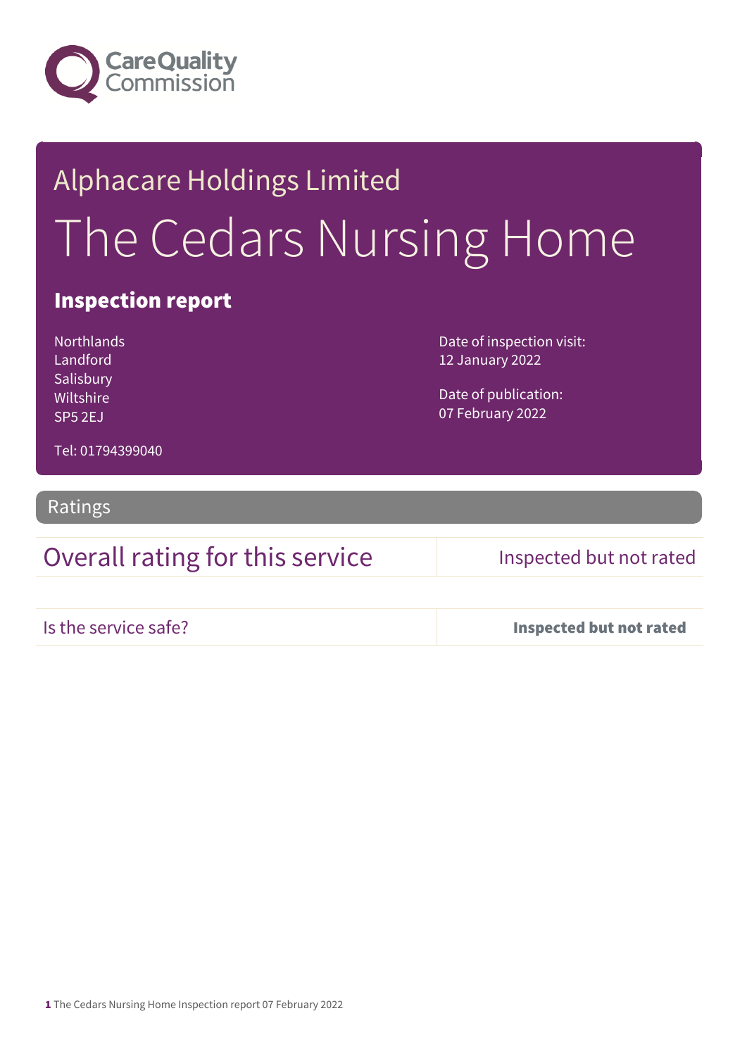Care Quality Commission

# Alphacare Holdings Limited

# The Cedars Nursing Home

## Inspection report

Northlands
Landford
Salisbury
Wiltshire
SP5 2EJ

Tel: 01794399040

Date of inspection visit:
12 January 2022

Date of publication:
07 February 2022

## Ratings

| Overall rating for this service | Inspected but not rated |
| --- | --- |
| Is the service safe? | **Inspected but not rated** |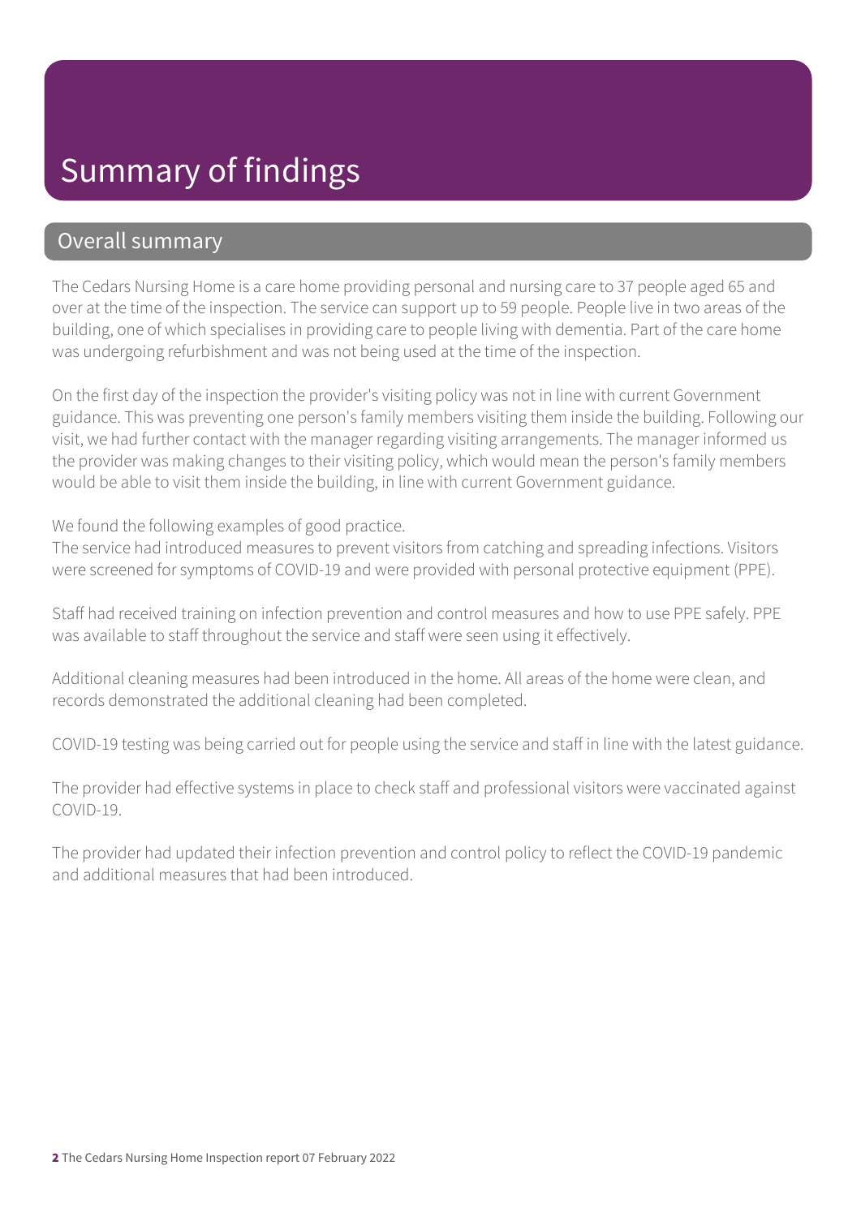# Summary of findings

## Overall summary

The Cedars Nursing Home is a care home providing personal and nursing care to 37 people aged 65 and over at the time of the inspection. The service can support up to 59 people. People live in two areas of the building, one of which specialises in providing care to people living with dementia. Part of the care home was undergoing refurbishment and was not being used at the time of the inspection.

On the first day of the inspection the provider's visiting policy was not in line with current Government guidance. This was preventing one person's family members visiting them inside the building. Following our visit, we had further contact with the manager regarding visiting arrangements. The manager informed us the provider was making changes to their visiting policy, which would mean the person's family members would be able to visit them inside the building, in line with current Government guidance.

We found the following examples of good practice.
The service had introduced measures to prevent visitors from catching and spreading infections. Visitors were screened for symptoms of COVID-19 and were provided with personal protective equipment (PPE).

Staff had received training on infection prevention and control measures and how to use PPE safely. PPE was available to staff throughout the service and staff were seen using it effectively.

Additional cleaning measures had been introduced in the home. All areas of the home were clean, and records demonstrated the additional cleaning had been completed.

COVID-19 testing was being carried out for people using the service and staff in line with the latest guidance.

The provider had effective systems in place to check staff and professional visitors were vaccinated against COVID-19.

The provider had updated their infection prevention and control policy to reflect the COVID-19 pandemic and additional measures that had been introduced.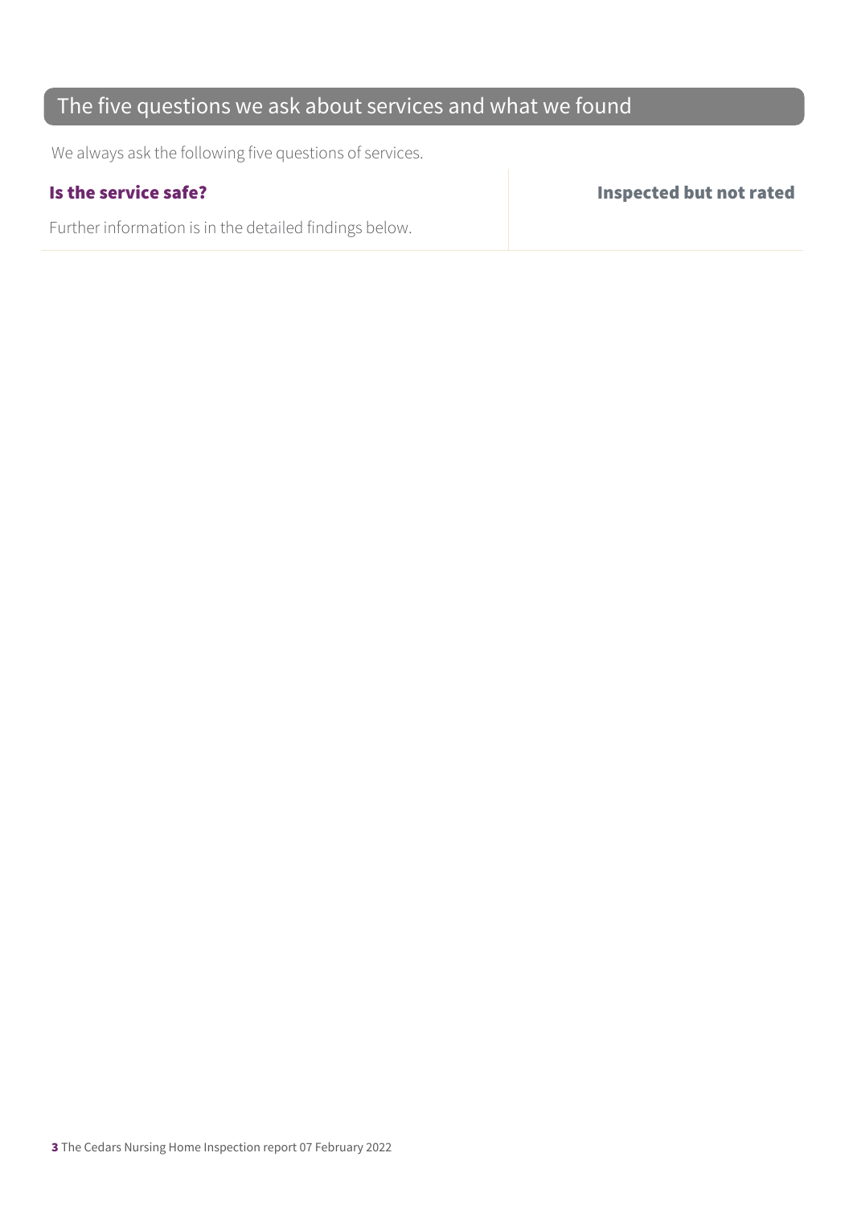## The five questions we ask about services and what we found

We always ask the following five questions of services.

| **Is the service safe?** | **Inspected but not rated** |
|---|---|
| Further information is in the detailed findings below. | |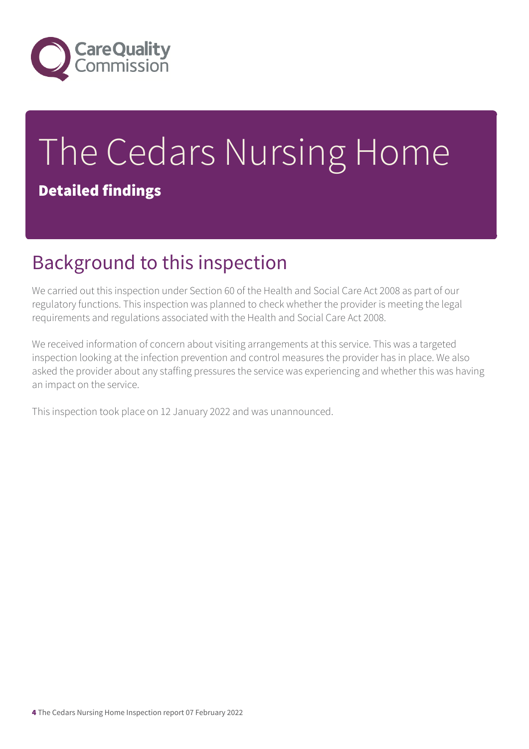# The Cedars Nursing Home

**Detailed findings**

## Background to this inspection

We carried out this inspection under Section 60 of the Health and Social Care Act 2008 as part of our regulatory functions. This inspection was planned to check whether the provider is meeting the legal requirements and regulations associated with the Health and Social Care Act 2008.

We received information of concern about visiting arrangements at this service. This was a targeted inspection looking at the infection prevention and control measures the provider has in place. We also asked the provider about any staffing pressures the service was experiencing and whether this was having an impact on the service.

This inspection took place on 12 January 2022 and was unannounced.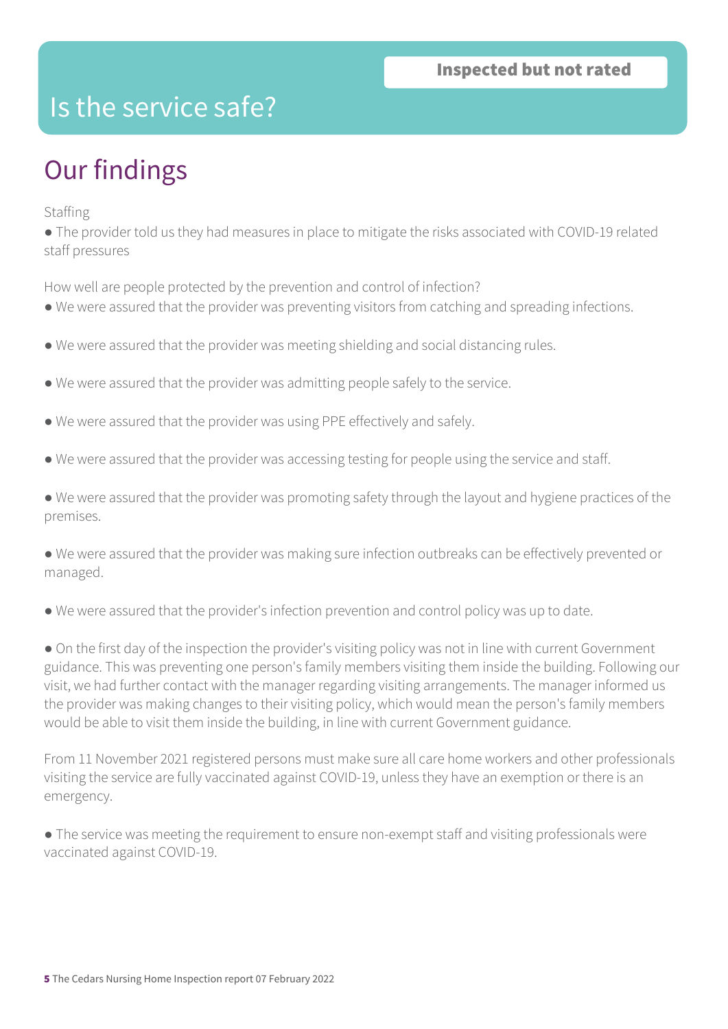**Inspected but not rated**

# Is the service safe?

## Our findings

Staffing

- The provider told us they had measures in place to mitigate the risks associated with COVID-19 related staff pressures

How well are people protected by the prevention and control of infection?

- We were assured that the provider was preventing visitors from catching and spreading infections.

- We were assured that the provider was meeting shielding and social distancing rules.

- We were assured that the provider was admitting people safely to the service.

- We were assured that the provider was using PPE effectively and safely.

- We were assured that the provider was accessing testing for people using the service and staff.

- We were assured that the provider was promoting safety through the layout and hygiene practices of the premises.

- We were assured that the provider was making sure infection outbreaks can be effectively prevented or managed.

- We were assured that the provider's infection prevention and control policy was up to date.

- On the first day of the inspection the provider's visiting policy was not in line with current Government guidance. This was preventing one person's family members visiting them inside the building. Following our visit, we had further contact with the manager regarding visiting arrangements. The manager informed us the provider was making changes to their visiting policy, which would mean the person's family members would be able to visit them inside the building, in line with current Government guidance.

From 11 November 2021 registered persons must make sure all care home workers and other professionals visiting the service are fully vaccinated against COVID-19, unless they have an exemption or there is an emergency.

- The service was meeting the requirement to ensure non-exempt staff and visiting professionals were vaccinated against COVID-19.